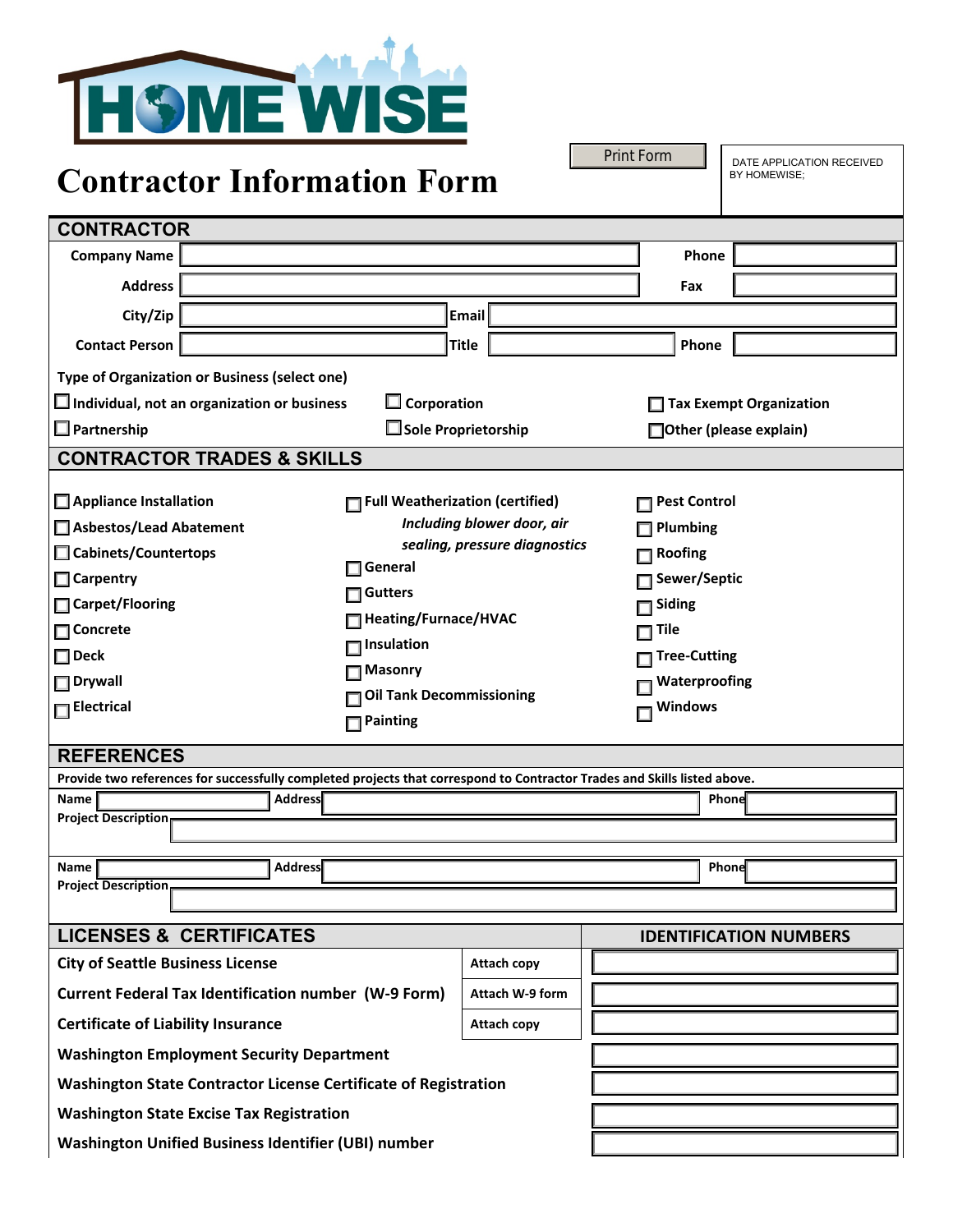# HOME WISE

# Contractor Information Form

Print Form

DATE APPLICATION RECEIVED BY HOMEWISE:

## CONTRACTOR

| | | | |
|---|---|---|---|
| **Company Name** | | **Phone** | |
| **Address** | | **Fax** | |
| **City/Zip** | | **Email** | |
| **Contact Person** | | **Title** | | 
| | | **Phone** | |

**Type of Organization or Business (select one)**

- ☐ **Individual, not an organization or business**
- ☐ **Corporation**
- ☐ **Tax Exempt Organization**
- ☐ **Partnership**
- ☐ **Sole Proprietorship**
- ☐ **Other (please explain)**

## CONTRACTOR TRADES & SKILLS

- ☐ **Appliance Installation**
- ☐ **Asbestos/Lead Abatement**
- ☐ **Cabinets/Countertops**
- ☐ **Carpentry**
- ☐ **Carpet/Flooring**
- ☐ **Concrete**
- ☐ **Deck**
- ☐ **Drywall**
- ☐ **Electrical**
- ☐ **Full Weatherization (certified)** *Including blower door, air sealing, pressure diagnostics*
- ☐ **General**
- ☐ **Gutters**
- ☐ **Heating/Furnace/HVAC**
- ☐ **Insulation**
- ☐ **Masonry**
- ☐ **Oil Tank Decommissioning**
- ☐ **Painting**
- ☐ **Pest Control**
- ☐ **Plumbing**
- ☐ **Roofing**
- ☐ **Sewer/Septic**
- ☐ **Siding**
- ☐ **Tile**
- ☐ **Tree-Cutting**
- ☐ **Waterproofing**
- ☐ **Windows**

## REFERENCES

**Provide two references for successfully completed projects that correspond to Contractor Trades and Skills listed above.**

**Name** ______ **Address** ______ **Phone** ______

**Project Description** ______

**Name** ______ **Address** ______ **Phone** ______

**Project Description** ______

## LICENSES & CERTIFICATES

| LICENSES & CERTIFICATES | | IDENTIFICATION NUMBERS |
|---|---|---|
| **City of Seattle Business License** | **Attach copy** | |
| **Current Federal Tax Identification number (W-9 Form)** | **Attach W-9 form** | |
| **Certificate of Liability Insurance** | **Attach copy** | |
| **Washington Employment Security Department** | | |
| **Washington State Contractor License Certificate of Registration** | | |
| **Washington State Excise Tax Registration** | | |
| **Washington Unified Business Identifier (UBI) number** | | |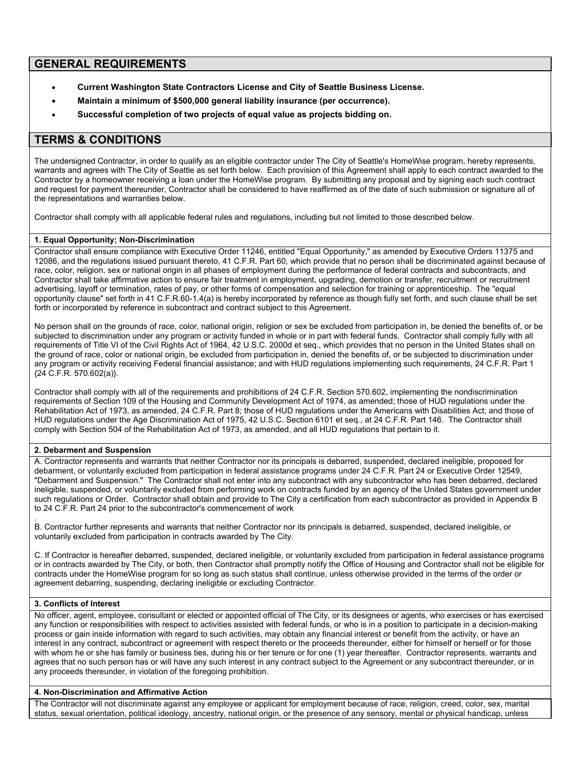## GENERAL REQUIREMENTS

- **Current Washington State Contractors License and City of Seattle Business License.**
- **Maintain a minimum of $500,000 general liability insurance (per occurrence).**
- **Successful completion of two projects of equal value as projects bidding on.**

## TERMS & CONDITIONS

The undersigned Contractor, in order to qualify as an eligible contractor under The City of Seattle's HomeWise program, hereby represents, warrants and agrees with The City of Seattle as set forth below. Each provision of this Agreement shall apply to each contract awarded to the Contractor by a homeowner receiving a loan under the HomeWise program. By submitting any proposal and by signing each such contract and request for payment thereunder, Contractor shall be considered to have reaffirmed as of the date of such submission or signature all of the representations and warranties below.

Contractor shall comply with all applicable federal rules and regulations, including but not limited to those described below.

### 1. Equal Opportunity; Non-Discrimination

Contractor shall ensure compliance with Executive Order 11246, entitled "Equal Opportunity," as amended by Executive Orders 11375 and 12086, and the regulations issued pursuant thereto, 41 C.F.R. Part 60, which provide that no person shall be discriminated against because of race, color, religion, sex or national origin in all phases of employment during the performance of federal contracts and subcontracts, and Contractor shall take affirmative action to ensure fair treatment in employment, upgrading, demotion or transfer, recruitment or recruitment advertising, layoff or termination, rates of pay, or other forms of compensation and selection for training or apprenticeship. The "equal opportunity clause" set forth in 41 C.F.R.60-1.4(a) is hereby incorporated by reference as though fully set forth, and such clause shall be set forth or incorporated by reference in subcontract and contract subject to this Agreement.

No person shall on the grounds of race, color, national origin, religion or sex be excluded from participation in, be denied the benefits of, or be subjected to discrimination under any program or activity funded in whole or in part with federal funds. Contractor shall comply fully with all requirements of Title VI of the Civil Rights Act of 1964, 42 U.S.C. 2000d et seq., which provides that no person in the United States shall on the ground of race, color or national origin, be excluded from participation in, denied the benefits of, or be subjected to discrimination under any program or activity receiving Federal financial assistance; and with HUD regulations implementing such requirements, 24 C.F.R. Part 1 {24 C.F.R. 570.602(a)}.

Contractor shall comply with all of the requirements and prohibitions of 24 C.F.R. Section 570.602, implementing the nondiscrimination requirements of Section 109 of the Housing and Community Development Act of 1974, as amended; those of HUD regulations under the Rehabilitation Act of 1973, as amended, 24 C.F.R. Part 8; those of HUD regulations under the Americans with Disabilities Act; and those of HUD regulations under the Age Discrimination Act of 1975, 42 U.S.C. Section 6101 et seq., at 24 C.F.R. Part 146. The Contractor shall comply with Section 504 of the Rehabilitation Act of 1973, as amended, and all HUD regulations that pertain to it.

### 2. Debarment and Suspension

A. Contractor represents and warrants that neither Contractor nor its principals is debarred, suspended, declared ineligible, proposed for debarment, or voluntarily excluded from participation in federal assistance programs under 24 C.F.R. Part 24 or Executive Order 12549, "Debarment and Suspension." The Contractor shall not enter into any subcontract with any subcontractor who has been debarred, declared ineligible, suspended, or voluntarily excluded from performing work on contracts funded by an agency of the United States government under such regulations or Order. Contractor shall obtain and provide to The City a certification from each subcontractor as provided in Appendix B to 24 C.F.R. Part 24 prior to the subcontractor's commencement of work.

B. Contractor further represents and warrants that neither Contractor nor its principals is debarred, suspended, declared ineligible, or voluntarily excluded from participation in contracts awarded by The City.

C. If Contractor is hereafter debarred, suspended, declared ineligible, or voluntarily excluded from participation in federal assistance programs or in contracts awarded by The City, or both, then Contractor shall promptly notify the Office of Housing and Contractor shall not be eligible for contracts under the HomeWise program for so long as such status shall continue, unless otherwise provided in the terms of the order or agreement debarring, suspending, declaring ineligible or excluding Contractor.

### 3. Conflicts of Interest

No officer, agent, employee, consultant or elected or appointed official of The City, or its designees or agents, who exercises or has exercised any function or responsibilities with respect to activities assisted with federal funds, or who is in a position to participate in a decision-making process or gain inside information with regard to such activities, may obtain any financial interest or benefit from the activity, or have an interest in any contract, subcontract or agreement with respect thereto or the proceeds thereunder, either for himself or herself or for those with whom he or she has family or business ties, during his or her tenure or for one (1) year thereafter. Contractor represents, warrants and agrees that no such person has or will have any such interest in any contract subject to the Agreement or any subcontract thereunder, or in any proceeds thereunder, in violation of the foregoing prohibition.

### 4. Non-Discrimination and Affirmative Action

The Contractor will not discriminate against any employee or applicant for employment because of race, religion, creed, color, sex, marital status, sexual orientation, political ideology, ancestry, national origin, or the presence of any sensory, mental or physical handicap, unless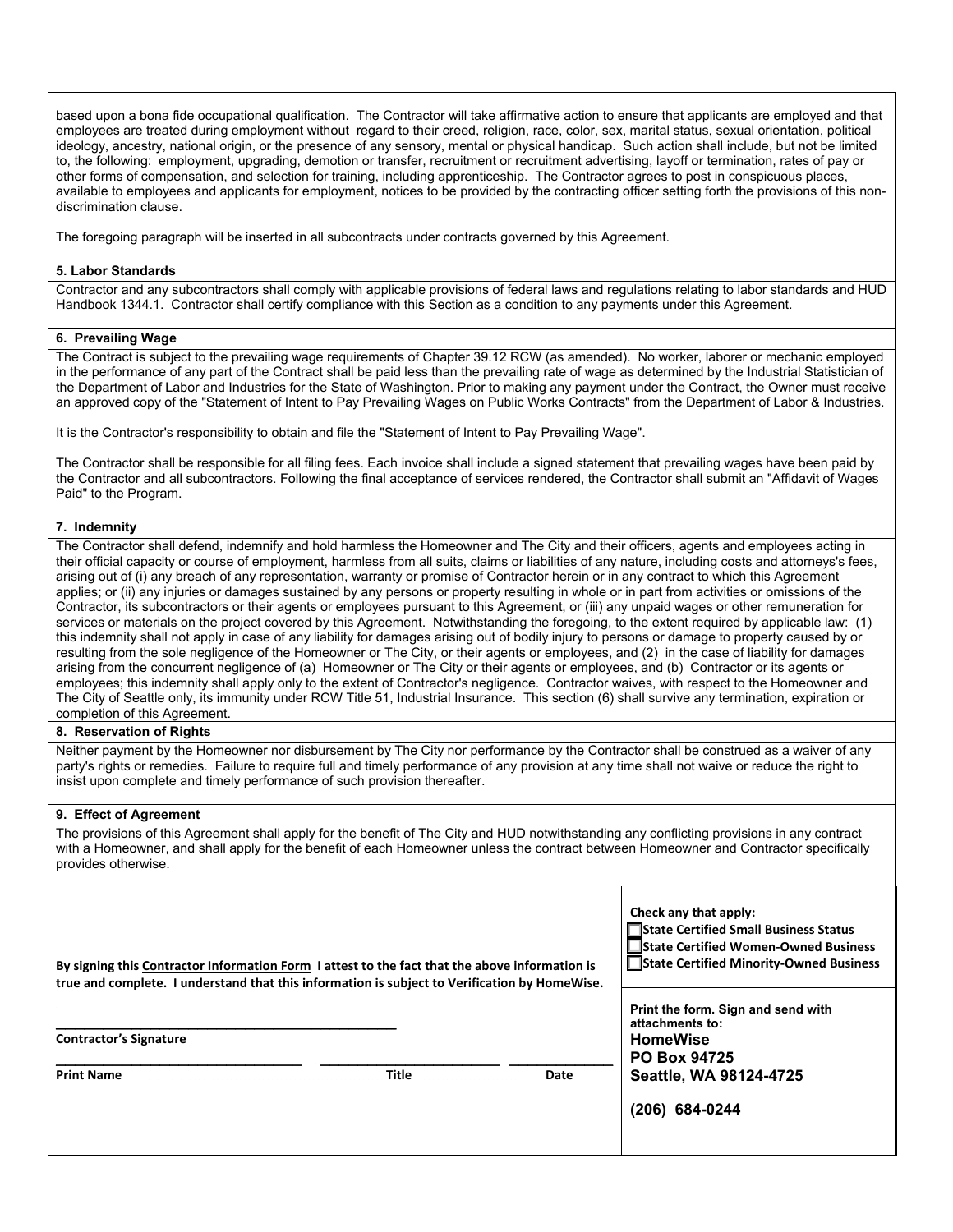based upon a bona fide occupational qualification. The Contractor will take affirmative action to ensure that applicants are employed and that employees are treated during employment without regard to their creed, religion, race, color, sex, marital status, sexual orientation, political ideology, ancestry, national origin, or the presence of any sensory, mental or physical handicap. Such action shall include, but not be limited to, the following: employment, upgrading, demotion or transfer, recruitment or recruitment advertising, layoff or termination, rates of pay or other forms of compensation, and selection for training, including apprenticeship. The Contractor agrees to post in conspicuous places, available to employees and applicants for employment, notices to be provided by the contracting officer setting forth the provisions of this non-discrimination clause.

The foregoing paragraph will be inserted in all subcontracts under contracts governed by this Agreement.

**5. Labor Standards**

Contractor and any subcontractors shall comply with applicable provisions of federal laws and regulations relating to labor standards and HUD Handbook 1344.1. Contractor shall certify compliance with this Section as a condition to any payments under this Agreement.

**6. Prevailing Wage**

The Contract is subject to the prevailing wage requirements of Chapter 39.12 RCW (as amended). No worker, laborer or mechanic employed in the performance of any part of the Contract shall be paid less than the prevailing rate of wage as determined by the Industrial Statistician of the Department of Labor and Industries for the State of Washington. Prior to making any payment under the Contract, the Owner must receive an approved copy of the "Statement of Intent to Pay Prevailing Wages on Public Works Contracts" from the Department of Labor & Industries.

It is the Contractor's responsibility to obtain and file the "Statement of Intent to Pay Prevailing Wage".

The Contractor shall be responsible for all filing fees. Each invoice shall include a signed statement that prevailing wages have been paid by the Contractor and all subcontractors. Following the final acceptance of services rendered, the Contractor shall submit an "Affidavit of Wages Paid" to the Program.

**7. Indemnity**

The Contractor shall defend, indemnify and hold harmless the Homeowner and The City and their officers, agents and employees acting in their official capacity or course of employment, harmless from all suits, claims or liabilities of any nature, including costs and attorneys's fees, arising out of (i) any breach of any representation, warranty or promise of Contractor herein or in any contract to which this Agreement applies; or (ii) any injuries or damages sustained by any persons or property resulting in whole or in part from activities or omissions of the Contractor, its subcontractors or their agents or employees pursuant to this Agreement, or (iii) any unpaid wages or other remuneration for services or materials on the project covered by this Agreement. Notwithstanding the foregoing, to the extent required by applicable law: (1) this indemnity shall not apply in case of any liability for damages arising out of bodily injury to persons or damage to property caused by or resulting from the sole negligence of the Homeowner or The City, or their agents or employees, and (2) in the case of liability for damages arising from the concurrent negligence of (a) Homeowner or The City or their agents or employees, and (b) Contractor or its agents or employees; this indemnity shall apply only to the extent of Contractor's negligence. Contractor waives, with respect to the Homeowner and The City of Seattle only, its immunity under RCW Title 51, Industrial Insurance. This section (6) shall survive any termination, expiration or completion of this Agreement.

**8. Reservation of Rights**

Neither payment by the Homeowner nor disbursement by The City nor performance by the Contractor shall be construed as a waiver of any party's rights or remedies. Failure to require full and timely performance of any provision at any time shall not waive or reduce the right to insist upon complete and timely performance of such provision thereafter.

**9. Effect of Agreement**

The provisions of this Agreement shall apply for the benefit of The City and HUD notwithstanding any conflicting provisions in any contract with a Homeowner, and shall apply for the benefit of each Homeowner unless the contract between Homeowner and Contractor specifically provides otherwise.

**By signing this <u>Contractor Information Form</u> I attest to the fact that the above information is true and complete. I understand that this information is subject to Verification by HomeWise.**

**Check any that apply:**

- ☐ **State Certified Small Business Status**
- ☐ **State Certified Women-Owned Business**
- ☐ **State Certified Minority-Owned Business**

______________________________

**Contractor's Signature**

______________________ ______________________ ______________

**Print Name** **Title** **Date**

**Print the form. Sign and send with attachments to:**

**HomeWise**
**PO Box 94725**
**Seattle, WA 98124-4725**

**(206) 684-0244**